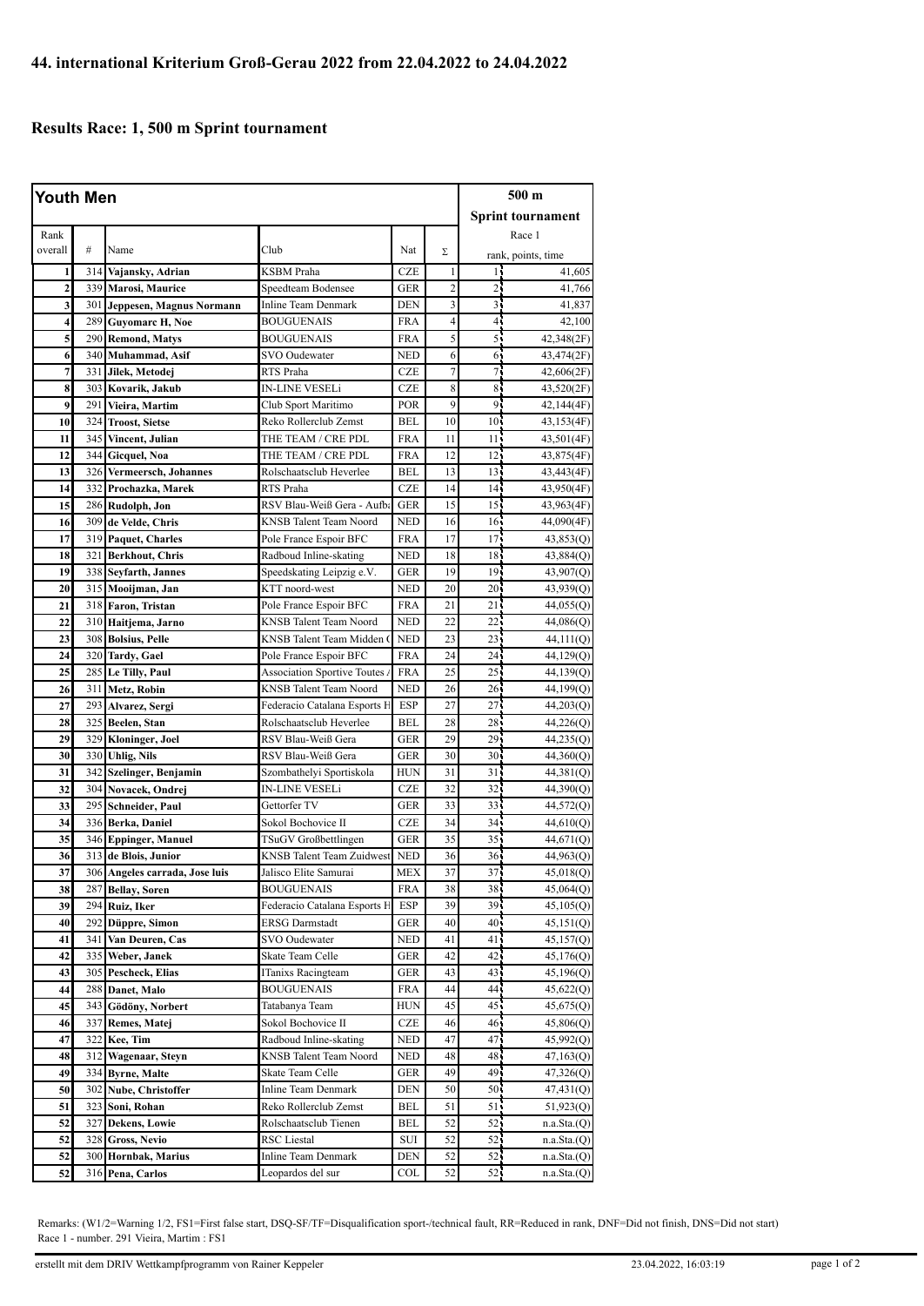## 44. international Kriterium Groß-Gerau 2022 from 22.04.2022 to 24.04.2022

## Results Race: 1, 500 m Sprint tournament

| **Youth Men** | | | | | | 500 m Sprint tournament | |
|---|---|---|---|---|---|---|---|
| Rank overall | # | Name | Club | Nat | Σ | Race 1 rank, points, time | |
| 1 | 314 | **Vajansky, Adrian** | KSBM Praha | CZE | 1 | 1 | 41,605 |
| 2 | 339 | **Marosi, Maurice** | Speedteam Bodensee | GER | 2 | 2 | 41,766 |
| 3 | 301 | **Jeppesen, Magnus Normann** | Inline Team Denmark | DEN | 3 | 3 | 41,837 |
| 4 | 289 | **Guyomarc H, Noe** | BOUGUENAIS | FRA | 4 | 4 | 42,100 |
| 5 | 290 | **Remond, Matys** | BOUGUENAIS | FRA | 5 | 5 | 42,348(2F) |
| 6 | 340 | **Muhammad, Asif** | SVO Oudewater | NED | 6 | 6 | 43,474(2F) |
| 7 | 331 | **Jilek, Metodej** | RTS Praha | CZE | 7 | 7 | 42,606(2F) |
| 8 | 303 | **Kovarik, Jakub** | IN-LINE VESELi | CZE | 8 | 8 | 43,520(2F) |
| 9 | 291 | **Vieira, Martim** | Club Sport Maritimo | POR | 9 | 9 | 42,144(4F) |
| 10 | 324 | **Troost, Sietse** | Reko Rollerclub Zemst | BEL | 10 | 10 | 43,153(4F) |
| 11 | 345 | **Vincent, Julian** | THE TEAM / CRE PDL | FRA | 11 | 11 | 43,501(4F) |
| 12 | 344 | **Gicquel, Noa** | THE TEAM / CRE PDL | FRA | 12 | 12 | 43,875(4F) |
| 13 | 326 | **Vermeersch, Johannes** | Rolschaatsclub Heverlee | BEL | 13 | 13 | 43,443(4F) |
| 14 | 332 | **Prochazka, Marek** | RTS Praha | CZE | 14 | 14 | 43,950(4F) |
| 15 | 286 | **Rudolph, Jon** | RSV Blau-Weiß Gera - Aufba | GER | 15 | 15 | 43,963(4F) |
| 16 | 309 | **de Velde, Chris** | KNSB Talent Team Noord | NED | 16 | 16 | 44,090(4F) |
| 17 | 319 | **Paquet, Charles** | Pole France Espoir BFC | FRA | 17 | 17 | 43,853(Q) |
| 18 | 321 | **Berkhout, Chris** | Radboud Inline-skating | NED | 18 | 18 | 43,884(Q) |
| 19 | 338 | **Seyfarth, Jannes** | Speedskating Leipzig e.V. | GER | 19 | 19 | 43,907(Q) |
| 20 | 315 | **Mooijman, Jan** | KTT noord-west | NED | 20 | 20 | 43,939(Q) |
| 21 | 318 | **Faron, Tristan** | Pole France Espoir BFC | FRA | 21 | 21 | 44,055(Q) |
| 22 | 310 | **Haitjema, Jarno** | KNSB Talent Team Noord | NED | 22 | 22 | 44,086(Q) |
| 23 | 308 | **Bolsius, Pelle** | KNSB Talent Team Midden ( | NED | 23 | 23 | 44,111(Q) |
| 24 | 320 | **Tardy, Gael** | Pole France Espoir BFC | FRA | 24 | 24 | 44,129(Q) |
| 25 | 285 | **Le Tilly, Paul** | Association Sportive Toutes / | FRA | 25 | 25 | 44,139(Q) |
| 26 | 311 | **Metz, Robin** | KNSB Talent Team Noord | NED | 26 | 26 | 44,199(Q) |
| 27 | 293 | **Alvarez, Sergi** | Federacio Catalana Esports H | ESP | 27 | 27 | 44,203(Q) |
| 28 | 325 | **Beelen, Stan** | Rolschaatsclub Heverlee | BEL | 28 | 28 | 44,226(Q) |
| 29 | 329 | **Kloninger, Joel** | RSV Blau-Weiß Gera | GER | 29 | 29 | 44,235(Q) |
| 30 | 330 | **Uhlig, Nils** | RSV Blau-Weiß Gera | GER | 30 | 30 | 44,360(Q) |
| 31 | 342 | **Szelinger, Benjamin** | Szombathelyi Sportiskola | HUN | 31 | 31 | 44,381(Q) |
| 32 | 304 | **Novacek, Ondrej** | IN-LINE VESELi | CZE | 32 | 32 | 44,390(Q) |
| 33 | 295 | **Schneider, Paul** | Gettorfer TV | GER | 33 | 33 | 44,572(Q) |
| 34 | 336 | **Berka, Daniel** | Sokol Bochovice II | CZE | 34 | 34 | 44,610(Q) |
| 35 | 346 | **Eppinger, Manuel** | TSuGV Großbettlingen | GER | 35 | 35 | 44,671(Q) |
| 36 | 313 | **de Blois, Junior** | KNSB Talent Team Zuidwest | NED | 36 | 36 | 44,963(Q) |
| 37 | 306 | **Angeles carrada, Jose luis** | Jalisco Elite Samurai | MEX | 37 | 37 | 45,018(Q) |
| 38 | 287 | **Bellay, Soren** | BOUGUENAIS | FRA | 38 | 38 | 45,064(Q) |
| 39 | 294 | **Ruiz, Iker** | Federacio Catalana Esports H | ESP | 39 | 39 | 45,105(Q) |
| 40 | 292 | **Düppre, Simon** | ERSG Darmstadt | GER | 40 | 40 | 45,151(Q) |
| 41 | 341 | **Van Deuren, Cas** | SVO Oudewater | NED | 41 | 41 | 45,157(Q) |
| 42 | 335 | **Weber, Janek** | Skate Team Celle | GER | 42 | 42 | 45,176(Q) |
| 43 | 305 | **Pescheck, Elias** | 1Tanixs Racingteam | GER | 43 | 43 | 45,196(Q) |
| 44 | 288 | **Danet, Malo** | BOUGUENAIS | FRA | 44 | 44 | 45,622(Q) |
| 45 | 343 | **Gödöny, Norbert** | Tatabanya Team | HUN | 45 | 45 | 45,675(Q) |
| 46 | 337 | **Remes, Matej** | Sokol Bochovice II | CZE | 46 | 46 | 45,806(Q) |
| 47 | 322 | **Kee, Tim** | Radboud Inline-skating | NED | 47 | 47 | 45,992(Q) |
| 48 | 312 | **Wagenaar, Steyn** | KNSB Talent Team Noord | NED | 48 | 48 | 47,163(Q) |
| 49 | 334 | **Byrne, Malte** | Skate Team Celle | GER | 49 | 49 | 47,326(Q) |
| 50 | 302 | **Nube, Christoffer** | Inline Team Denmark | DEN | 50 | 50 | 47,431(Q) |
| 51 | 323 | **Soni, Rohan** | Reko Rollerclub Zemst | BEL | 51 | 51 | 51,923(Q) |
| 52 | 327 | **Dekens, Lowie** | Rolschaatsclub Tienen | BEL | 52 | 52 | n.a.Sta.(Q) |
| 52 | 328 | **Gross, Nevio** | RSC Liestal | SUI | 52 | 52 | n.a.Sta.(Q) |
| 52 | 300 | **Hornbak, Marius** | Inline Team Denmark | DEN | 52 | 52 | n.a.Sta.(Q) |
| 52 | 316 | **Pena, Carlos** | Leopardos del sur | COL | 52 | 52 | n.a.Sta.(Q) |

Remarks: (W1/2=Warning 1/2, FS1=First false start, DSQ-SF/TF=Disqualification sport-/technical fault, RR=Reduced in rank, DNF=Did not finish, DNS=Did not start)
Race 1 - number. 291 Vieira, Martim : FS1

erstellt mit dem DRIV Wettkampfprogramm von Rainer Keppeler — 23.04.2022, 16:03:19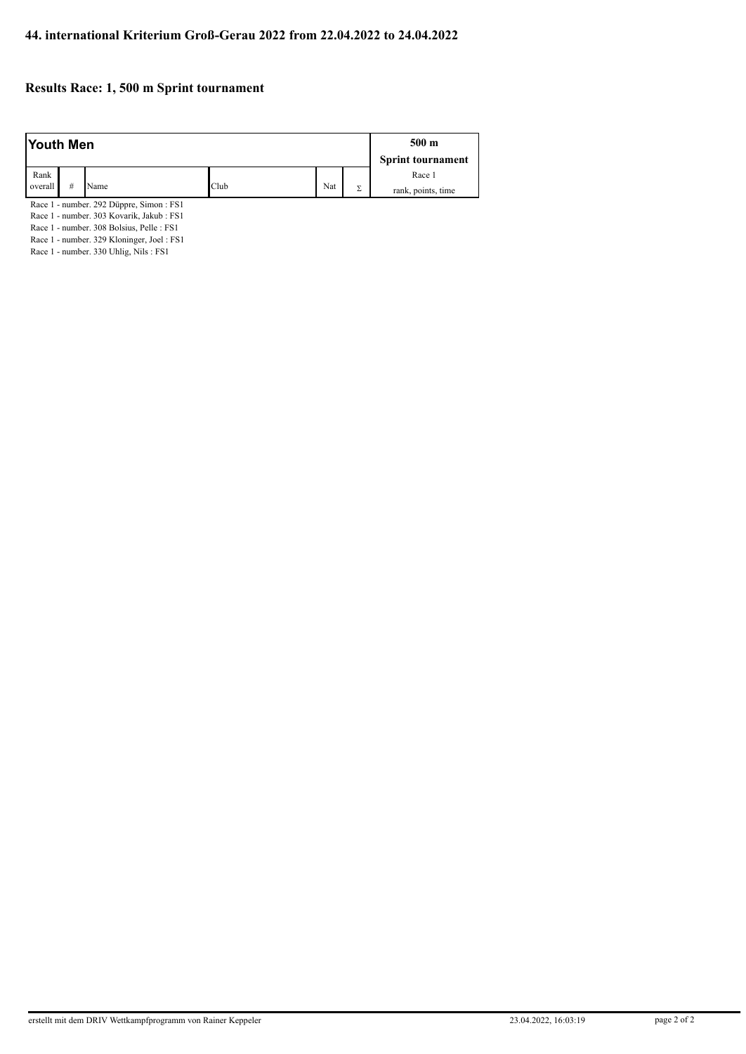## 44. international Kriterium Groß-Gerau 2022 from 22.04.2022 to 24.04.2022

### Results Race: 1, 500 m Sprint tournament

| Youth Men | | | | | | 500 m Sprint tournament |
|---|---|---|---|---|---|---|
| Rank overall | # | Name | Club | Nat | Σ | Race 1 rank, points, time |

Race 1 - number. 292 Düppre, Simon : FS1

Race 1 - number. 303 Kovarik, Jakub : FS1

Race 1 - number. 308 Bolsius, Pelle : FS1

Race 1 - number. 329 Kloninger, Joel : FS1

Race 1 - number. 330 Uhlig, Nils : FS1